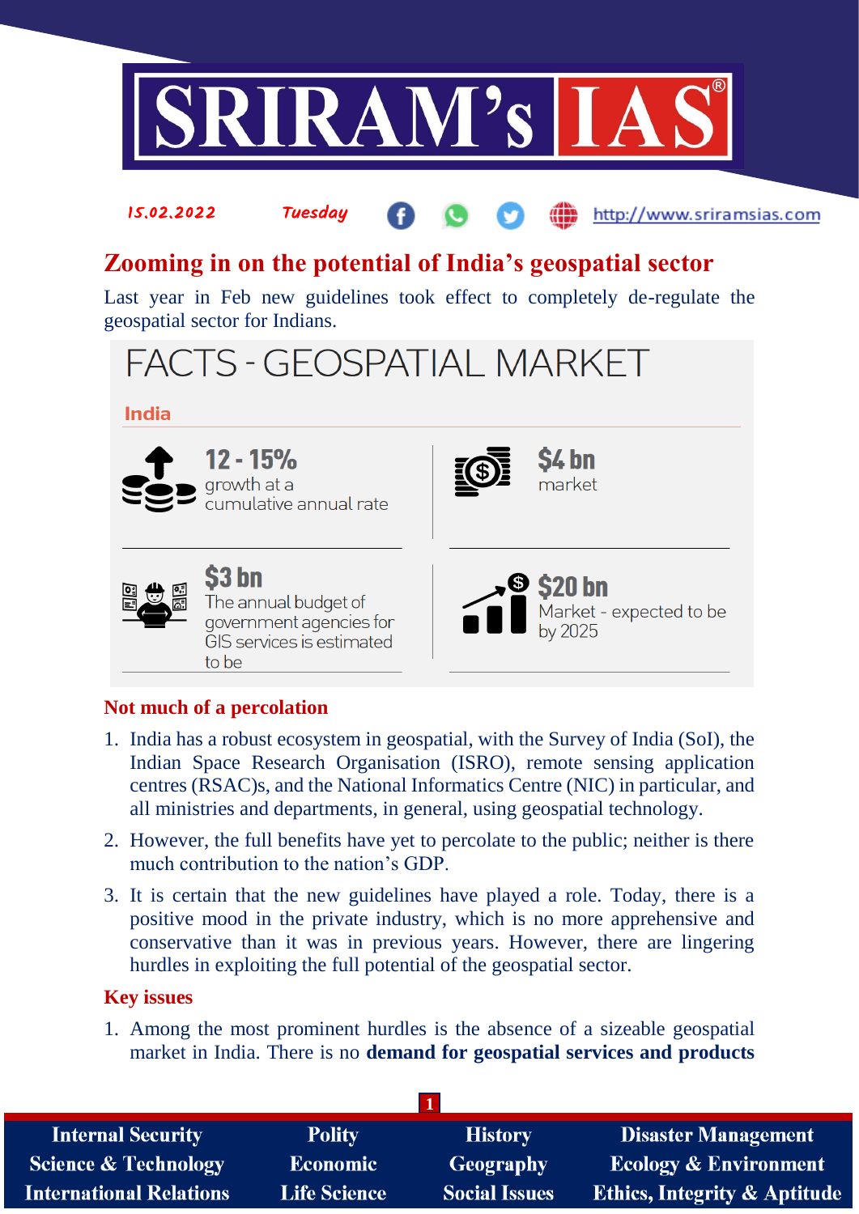15.02.2022 Tuesday http://www.sriramsias.com

# Zooming in on the potential of India's geospatial sector

Last year in Feb new guidelines took effect to completely de-regulate the geospatial sector for Indians.

## FACTS - GEOSPATIAL MARKET

**India**

- **12 - 15%** growth at a cumulative annual rate
- **$4 bn** market
- **$3 bn** The annual budget of government agencies for GIS services is estimated to be
- **$20 bn** Market - expected to be by 2025

## Not much of a percolation

1. India has a robust ecosystem in geospatial, with the Survey of India (SoI), the Indian Space Research Organisation (ISRO), remote sensing application centres (RSAC)s, and the National Informatics Centre (NIC) in particular, and all ministries and departments, in general, using geospatial technology.
2. However, the full benefits have yet to percolate to the public; neither is there much contribution to the nation's GDP.
3. It is certain that the new guidelines have played a role. Today, there is a positive mood in the private industry, which is no more apprehensive and conservative than it was in previous years. However, there are lingering hurdles in exploiting the full potential of the geospatial sector.

## Key issues

1. Among the most prominent hurdles is the absence of a sizeable geospatial market in India. There is no **demand for geospatial services and products**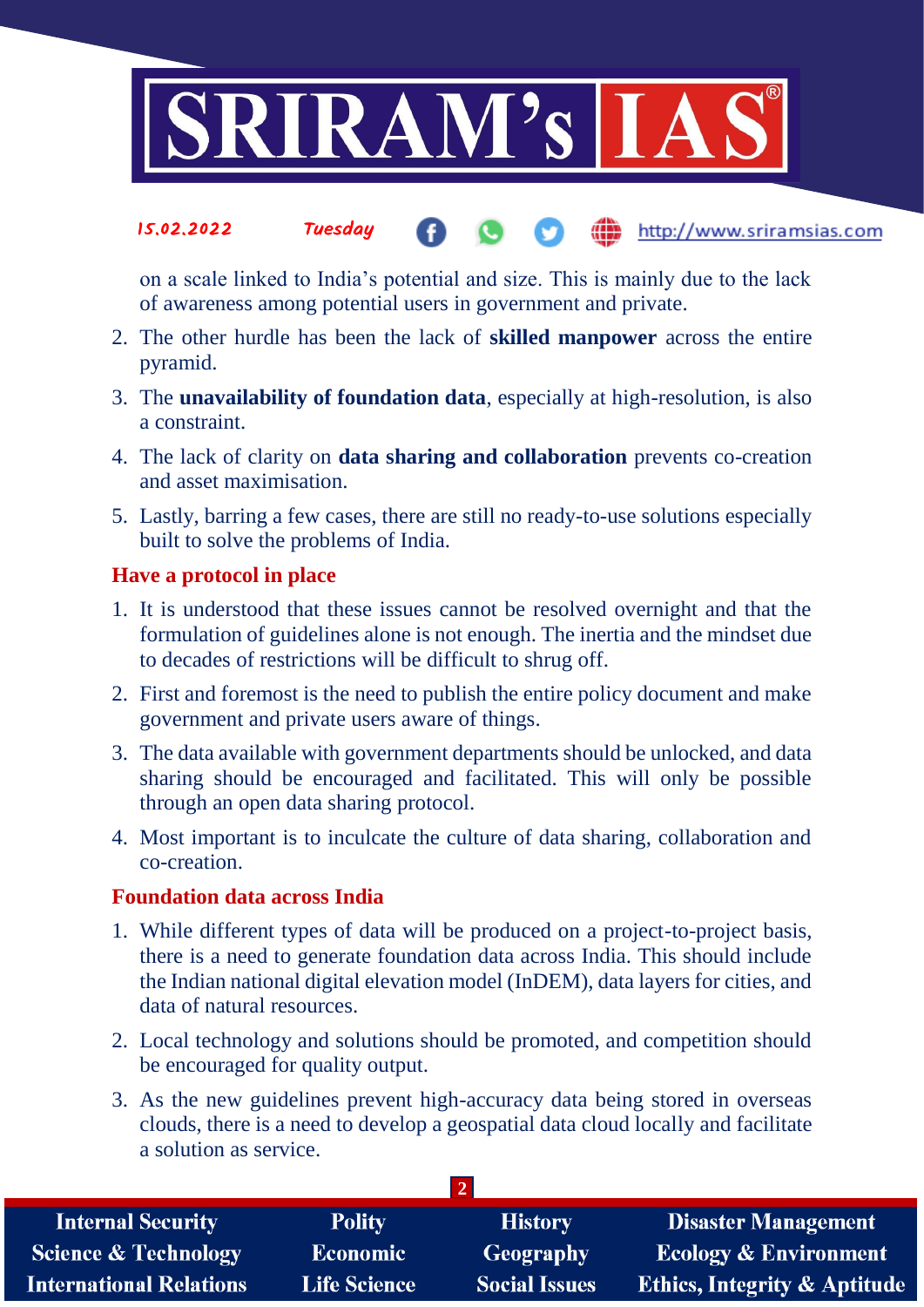on a scale linked to India's potential and size. This is mainly due to the lack of awareness among potential users in government and private.

2. The other hurdle has been the lack of **skilled manpower** across the entire pyramid.
3. The **unavailability of foundation data**, especially at high-resolution, is also a constraint.
4. The lack of clarity on **data sharing and collaboration** prevents co-creation and asset maximisation.
5. Lastly, barring a few cases, there are still no ready-to-use solutions especially built to solve the problems of India.

### Have a protocol in place

1. It is understood that these issues cannot be resolved overnight and that the formulation of guidelines alone is not enough. The inertia and the mindset due to decades of restrictions will be difficult to shrug off.
2. First and foremost is the need to publish the entire policy document and make government and private users aware of things.
3. The data available with government departments should be unlocked, and data sharing should be encouraged and facilitated. This will only be possible through an open data sharing protocol.
4. Most important is to inculcate the culture of data sharing, collaboration and co-creation.

### Foundation data across India

1. While different types of data will be produced on a project-to-project basis, there is a need to generate foundation data across India. This should include the Indian national digital elevation model (InDEM), data layers for cities, and data of natural resources.
2. Local technology and solutions should be promoted, and competition should be encouraged for quality output.
3. As the new guidelines prevent high-accuracy data being stored in overseas clouds, there is a need to develop a geospatial data cloud locally and facilitate a solution as service.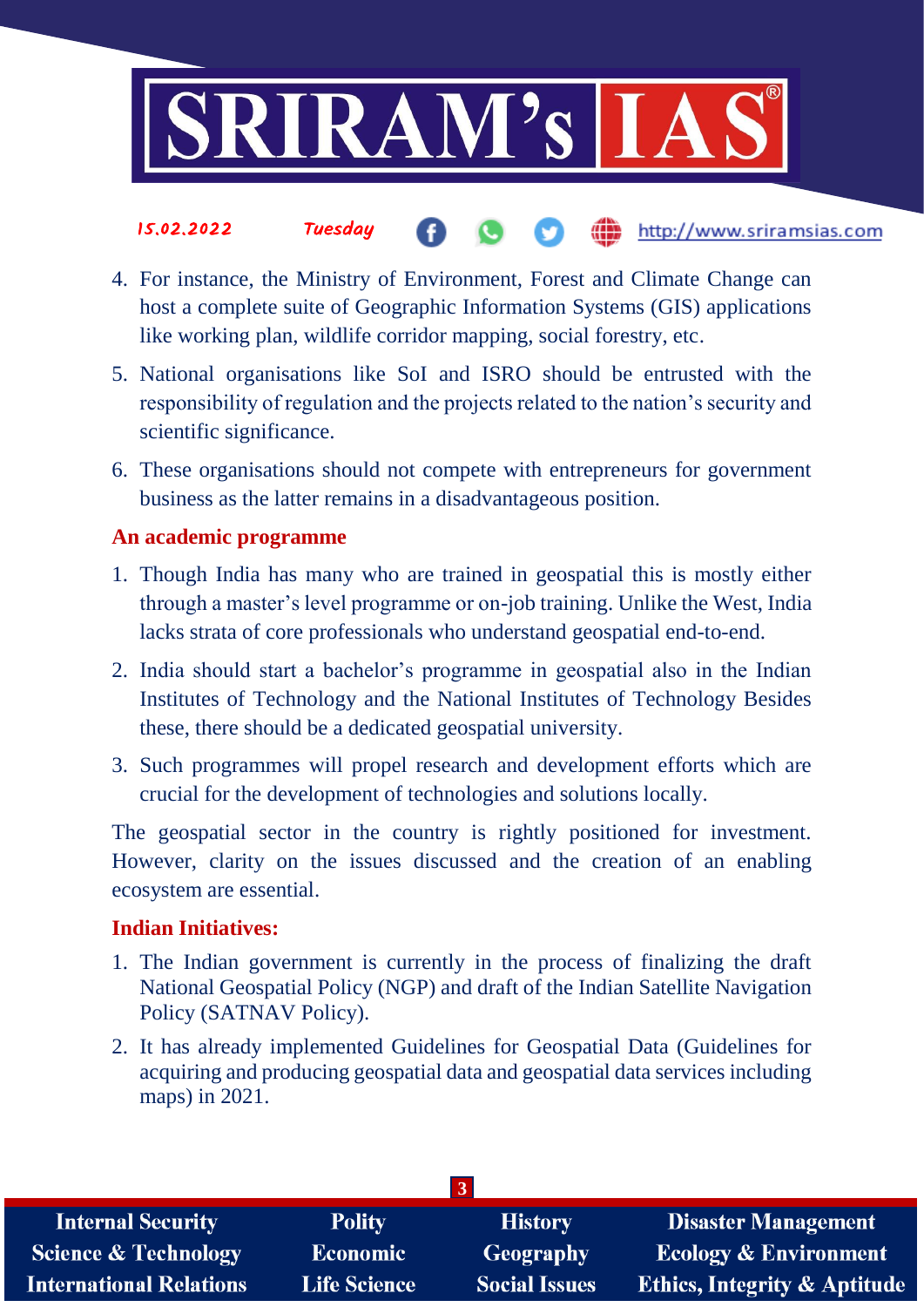4. For instance, the Ministry of Environment, Forest and Climate Change can host a complete suite of Geographic Information Systems (GIS) applications like working plan, wildlife corridor mapping, social forestry, etc.
5. National organisations like SoI and ISRO should be entrusted with the responsibility of regulation and the projects related to the nation's security and scientific significance.
6. These organisations should not compete with entrepreneurs for government business as the latter remains in a disadvantageous position.

### An academic programme

1. Though India has many who are trained in geospatial this is mostly either through a master's level programme or on-job training. Unlike the West, India lacks strata of core professionals who understand geospatial end-to-end.
2. India should start a bachelor's programme in geospatial also in the Indian Institutes of Technology and the National Institutes of Technology Besides these, there should be a dedicated geospatial university.
3. Such programmes will propel research and development efforts which are crucial for the development of technologies and solutions locally.

The geospatial sector in the country is rightly positioned for investment. However, clarity on the issues discussed and the creation of an enabling ecosystem are essential.

### Indian Initiatives:

1. The Indian government is currently in the process of finalizing the draft National Geospatial Policy (NGP) and draft of the Indian Satellite Navigation Policy (SATNAV Policy).
2. It has already implemented Guidelines for Geospatial Data (Guidelines for acquiring and producing geospatial data and geospatial data services including maps) in 2021.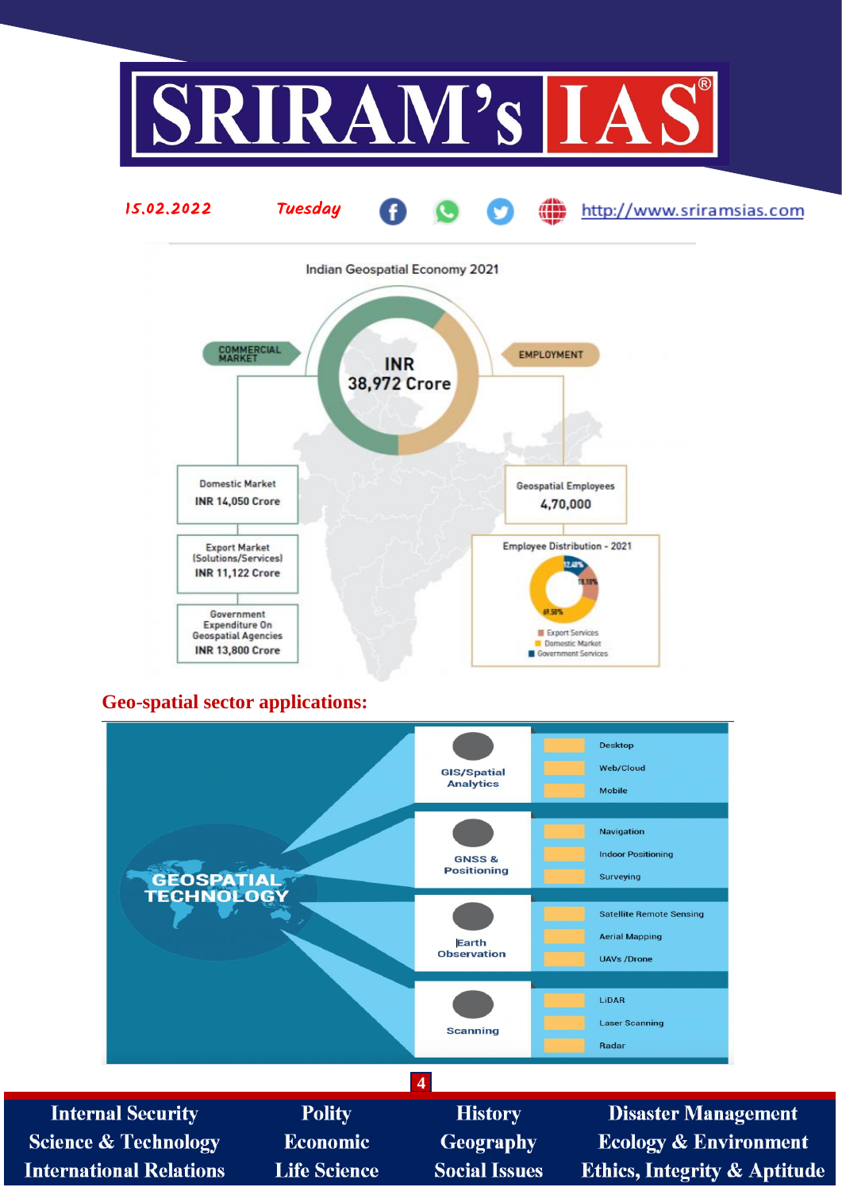Indian Geospatial Economy 2021

INR 38,972 Crore

**COMMERCIAL MARKET**

- Domestic Market: INR 14,050 Crore
- Export Market (Solutions/Services): INR 11,122 Crore
- Government Expenditure On Geospatial Agencies: INR 13,800 Crore

**EMPLOYMENT**

- Geospatial Employees: 4,70,000
- Employee Distribution - 2021: Export Services 18.10%; Domestic Market 69.50%; Government Services 12.40%

## Geo-spatial sector applications:

**GEOSPATIAL TECHNOLOGY**

- GIS/Spatial Analytics
  - Desktop
  - Web/Cloud
  - Mobile
- GNSS & Positioning
  - Navigation
  - Indoor Positioning
  - Surveying
- Earth Observation
  - Satellite Remote Sensing
  - Aerial Mapping
  - UAVs /Drone
- Scanning
  - LiDAR
  - Laser Scanning
  - Radar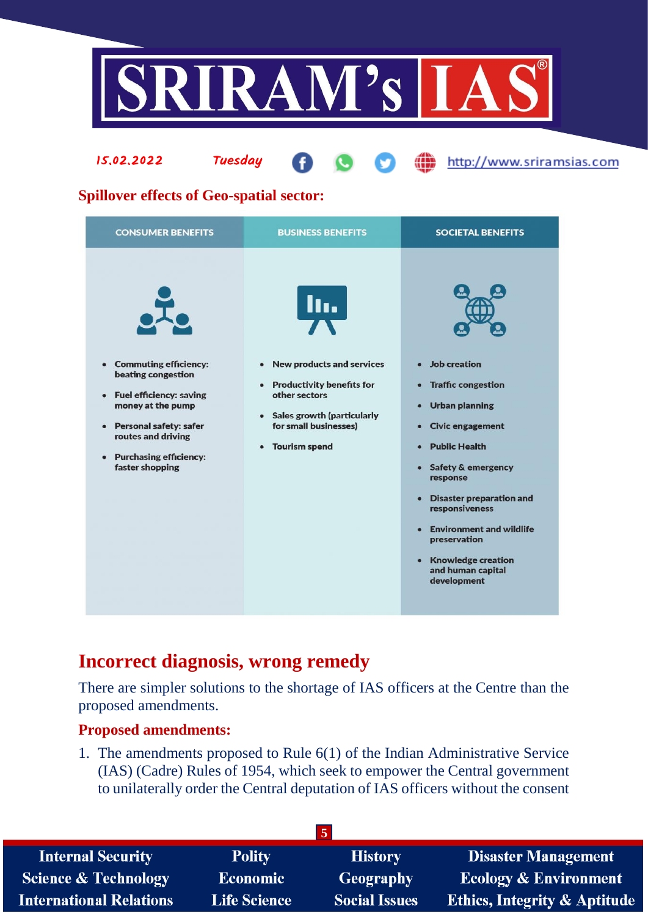**Spillover effects of Geo-spatial sector:**

| CONSUMER BENEFITS | BUSINESS BENEFITS | SOCIETAL BENEFITS |
|---|---|---|
| • Commuting efficiency: beating congestion<br>• Fuel efficiency: saving money at the pump<br>• Personal safety: safer routes and driving<br>• Purchasing efficiency: faster shopping | • New products and services<br>• Productivity benefits for other sectors<br>• Sales growth (particularly for small businesses)<br>• Tourism spend | • Job creation<br>• Traffic congestion<br>• Urban planning<br>• Civic engagement<br>• Public Health<br>• Safety & emergency response<br>• Disaster preparation and responsiveness<br>• Environment and wildlife preservation<br>• Knowledge creation and human capital development |

# Incorrect diagnosis, wrong remedy

There are simpler solutions to the shortage of IAS officers at the Centre than the proposed amendments.

**Proposed amendments:**

1. The amendments proposed to Rule 6(1) of the Indian Administrative Service (IAS) (Cadre) Rules of 1954, which seek to empower the Central government to unilaterally order the Central deputation of IAS officers without the consent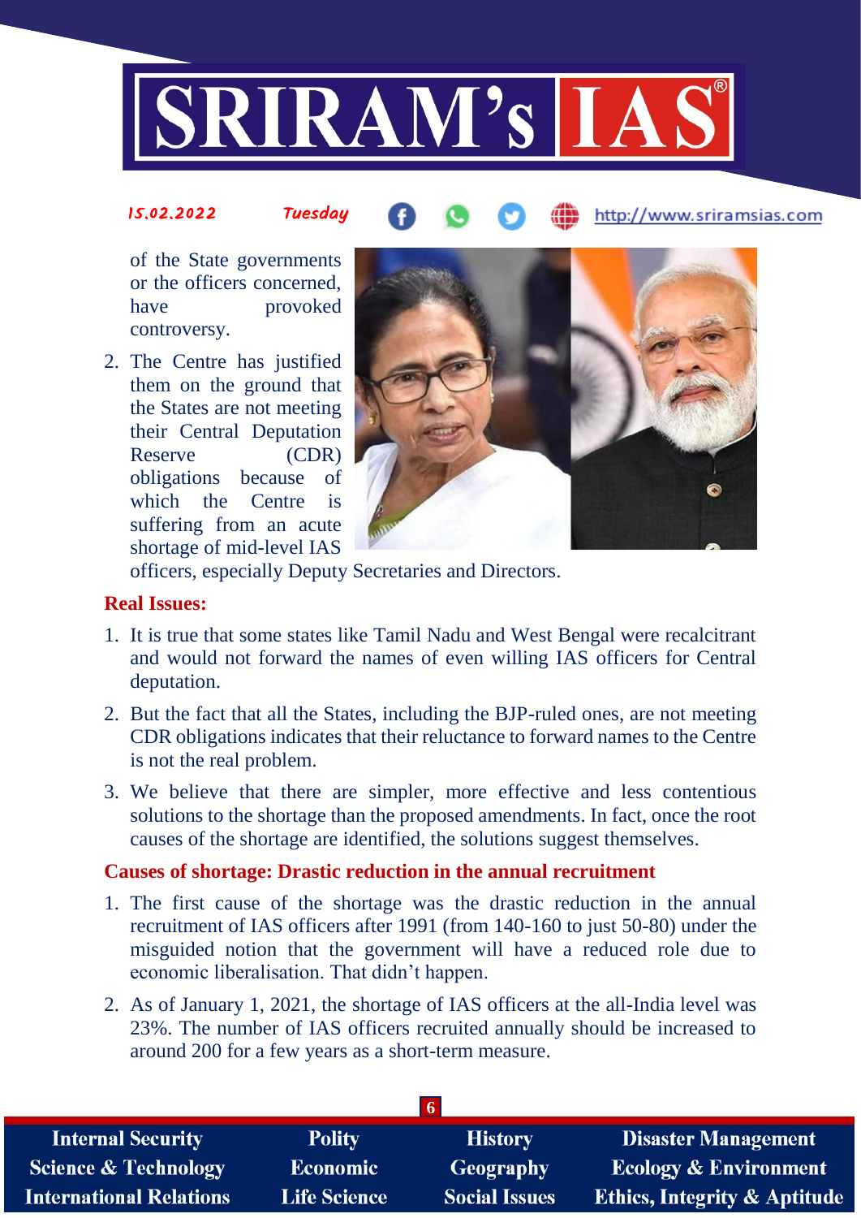of the State governments or the officers concerned, have provoked controversy.

2. The Centre has justified them on the ground that the States are not meeting their Central Deputation Reserve (CDR) obligations because of which the Centre is suffering from an acute shortage of mid-level IAS officers, especially Deputy Secretaries and Directors.

**Real Issues:**

1. It is true that some states like Tamil Nadu and West Bengal were recalcitrant and would not forward the names of even willing IAS officers for Central deputation.
2. But the fact that all the States, including the BJP-ruled ones, are not meeting CDR obligations indicates that their reluctance to forward names to the Centre is not the real problem.
3. We believe that there are simpler, more effective and less contentious solutions to the shortage than the proposed amendments. In fact, once the root causes of the shortage are identified, the solutions suggest themselves.

**Causes of shortage: Drastic reduction in the annual recruitment**

1. The first cause of the shortage was the drastic reduction in the annual recruitment of IAS officers after 1991 (from 140-160 to just 50-80) under the misguided notion that the government will have a reduced role due to economic liberalisation. That didn't happen.
2. As of January 1, 2021, the shortage of IAS officers at the all-India level was 23%. The number of IAS officers recruited annually should be increased to around 200 for a few years as a short-term measure.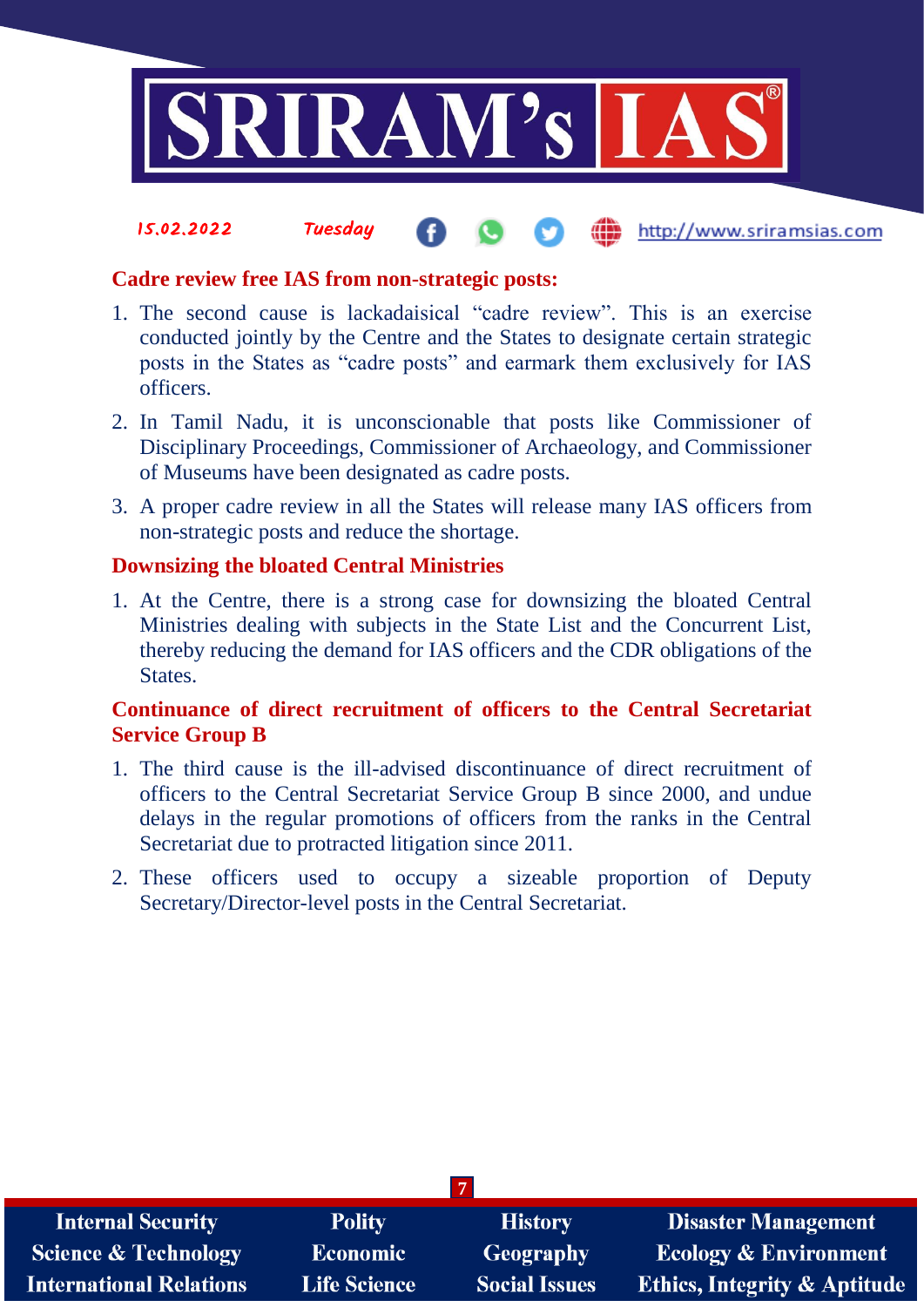### Cadre review free IAS from non-strategic posts:

1. The second cause is lackadaisical "cadre review". This is an exercise conducted jointly by the Centre and the States to designate certain strategic posts in the States as "cadre posts" and earmark them exclusively for IAS officers.
2. In Tamil Nadu, it is unconscionable that posts like Commissioner of Disciplinary Proceedings, Commissioner of Archaeology, and Commissioner of Museums have been designated as cadre posts.
3. A proper cadre review in all the States will release many IAS officers from non-strategic posts and reduce the shortage.

### Downsizing the bloated Central Ministries

1. At the Centre, there is a strong case for downsizing the bloated Central Ministries dealing with subjects in the State List and the Concurrent List, thereby reducing the demand for IAS officers and the CDR obligations of the States.

### Continuance of direct recruitment of officers to the Central Secretariat Service Group B

1. The third cause is the ill-advised discontinuance of direct recruitment of officers to the Central Secretariat Service Group B since 2000, and undue delays in the regular promotions of officers from the ranks in the Central Secretariat due to protracted litigation since 2011.
2. These officers used to occupy a sizeable proportion of Deputy Secretary/Director-level posts in the Central Secretariat.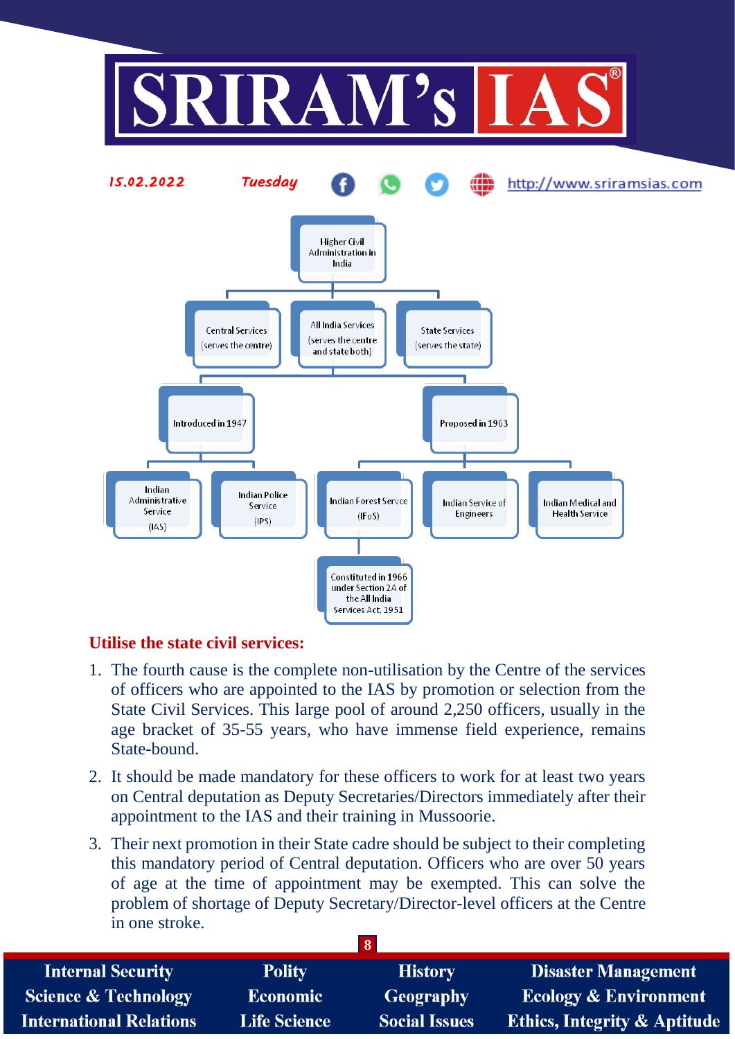- Higher Civil Administration in India
  - Central Services (serves the centre)
  - All India Services (serves the centre and state both)
    - Introduced in 1947
      - Indian Administrative Service (IAS)
      - Indian Police Service (IPS)
    - Proposed in 1963
      - Indian Forest Service (IFoS)
        - Constituted in 1966 under Section 2A of the All India Services Act, 1951
      - Indian Service of Engineers
      - Indian Medical and Health Service
  - State Services (serves the state)

**Utilise the state civil services:**

1. The fourth cause is the complete non-utilisation by the Centre of the services of officers who are appointed to the IAS by promotion or selection from the State Civil Services. This large pool of around 2,250 officers, usually in the age bracket of 35-55 years, who have immense field experience, remains State-bound.
2. It should be made mandatory for these officers to work for at least two years on Central deputation as Deputy Secretaries/Directors immediately after their appointment to the IAS and their training in Mussoorie.
3. Their next promotion in their State cadre should be subject to their completing this mandatory period of Central deputation. Officers who are over 50 years of age at the time of appointment may be exempted. This can solve the problem of shortage of Deputy Secretary/Director-level officers at the Centre in one stroke.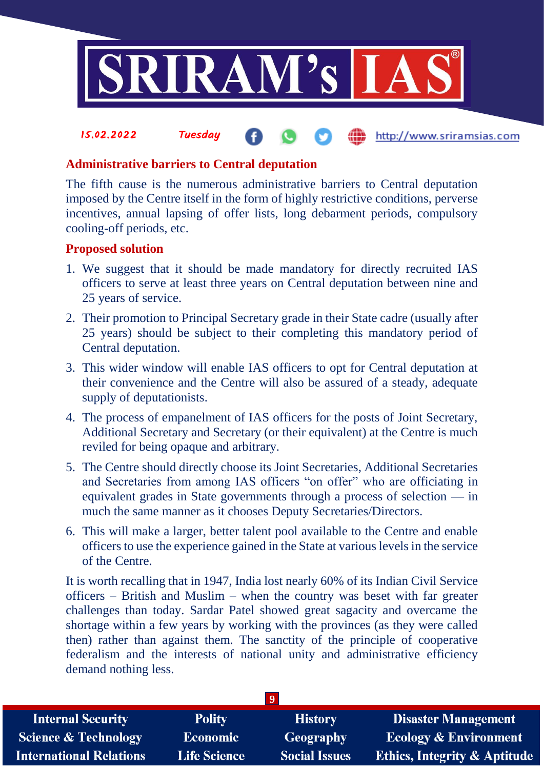## Administrative barriers to Central deputation

The fifth cause is the numerous administrative barriers to Central deputation imposed by the Centre itself in the form of highly restrictive conditions, perverse incentives, annual lapsing of offer lists, long debarment periods, compulsory cooling-off periods, etc.

## Proposed solution

1. We suggest that it should be made mandatory for directly recruited IAS officers to serve at least three years on Central deputation between nine and 25 years of service.
2. Their promotion to Principal Secretary grade in their State cadre (usually after 25 years) should be subject to their completing this mandatory period of Central deputation.
3. This wider window will enable IAS officers to opt for Central deputation at their convenience and the Centre will also be assured of a steady, adequate supply of deputationists.
4. The process of empanelment of IAS officers for the posts of Joint Secretary, Additional Secretary and Secretary (or their equivalent) at the Centre is much reviled for being opaque and arbitrary.
5. The Centre should directly choose its Joint Secretaries, Additional Secretaries and Secretaries from among IAS officers "on offer" who are officiating in equivalent grades in State governments through a process of selection — in much the same manner as it chooses Deputy Secretaries/Directors.
6. This will make a larger, better talent pool available to the Centre and enable officers to use the experience gained in the State at various levels in the service of the Centre.

It is worth recalling that in 1947, India lost nearly 60% of its Indian Civil Service officers – British and Muslim – when the country was beset with far greater challenges than today. Sardar Patel showed great sagacity and overcame the shortage within a few years by working with the provinces (as they were called then) rather than against them. The sanctity of the principle of cooperative federalism and the interests of national unity and administrative efficiency demand nothing less.